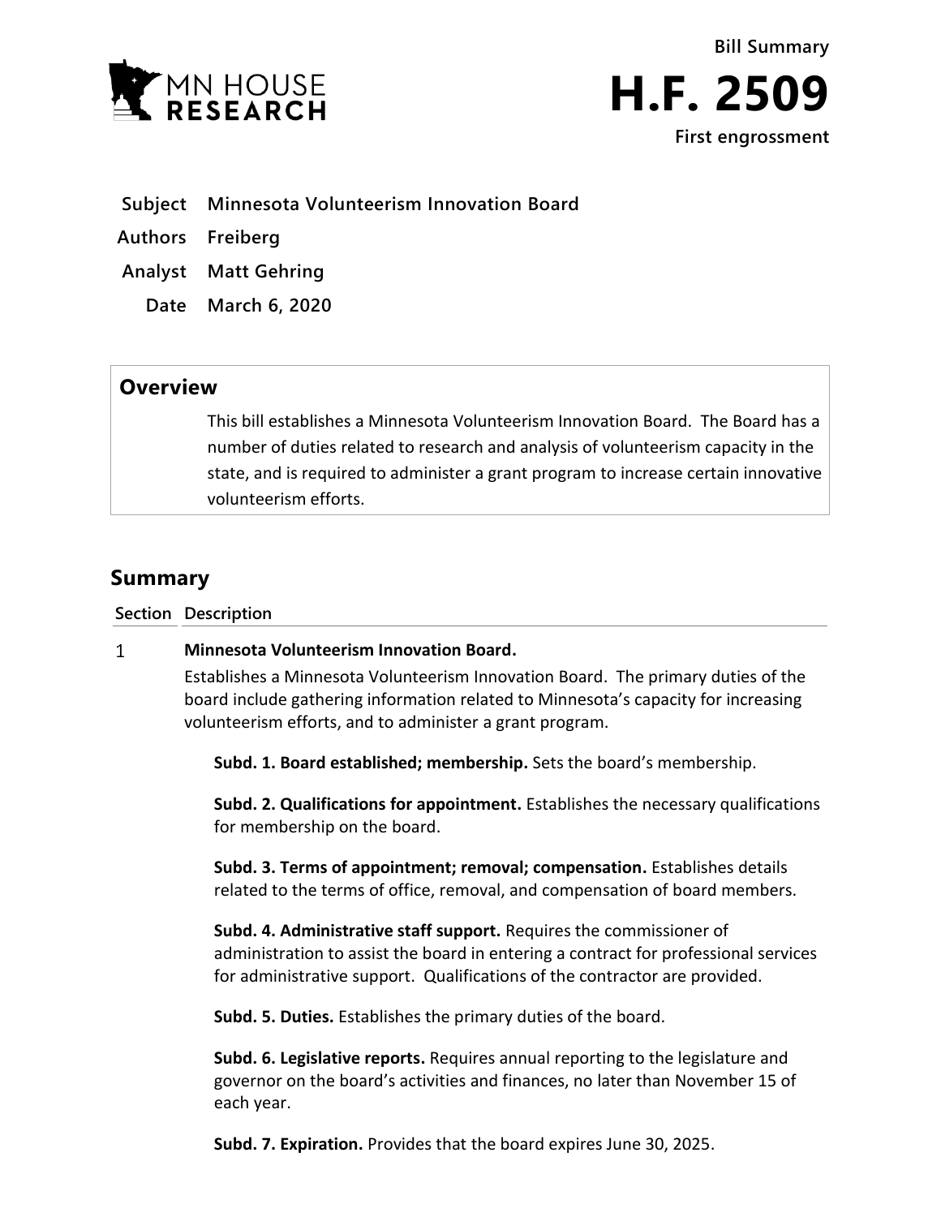MN HOUSE RESEARCH

**Bill Summary**

# H.F. 2509

**First engrossment**

| | |
|---|---|
| **Subject** | **Minnesota Volunteerism Innovation Board** |
| **Authors** | **Freiberg** |
| **Analyst** | **Matt Gehring** |
| **Date** | **March 6, 2020** |

## Overview

This bill establishes a Minnesota Volunteerism Innovation Board. The Board has a number of duties related to research and analysis of volunteerism capacity in the state, and is required to administer a grant program to increase certain innovative volunteerism efforts.

## Summary

| Section | Description |
|---|---|
| 1 | **Minnesota Volunteerism Innovation Board.** |

Establishes a Minnesota Volunteerism Innovation Board. The primary duties of the board include gathering information related to Minnesota's capacity for increasing volunteerism efforts, and to administer a grant program.

**Subd. 1. Board established; membership.** Sets the board's membership.

**Subd. 2. Qualifications for appointment.** Establishes the necessary qualifications for membership on the board.

**Subd. 3. Terms of appointment; removal; compensation.** Establishes details related to the terms of office, removal, and compensation of board members.

**Subd. 4. Administrative staff support.** Requires the commissioner of administration to assist the board in entering a contract for professional services for administrative support. Qualifications of the contractor are provided.

**Subd. 5. Duties.** Establishes the primary duties of the board.

**Subd. 6. Legislative reports.** Requires annual reporting to the legislature and governor on the board's activities and finances, no later than November 15 of each year.

**Subd. 7. Expiration.** Provides that the board expires June 30, 2025.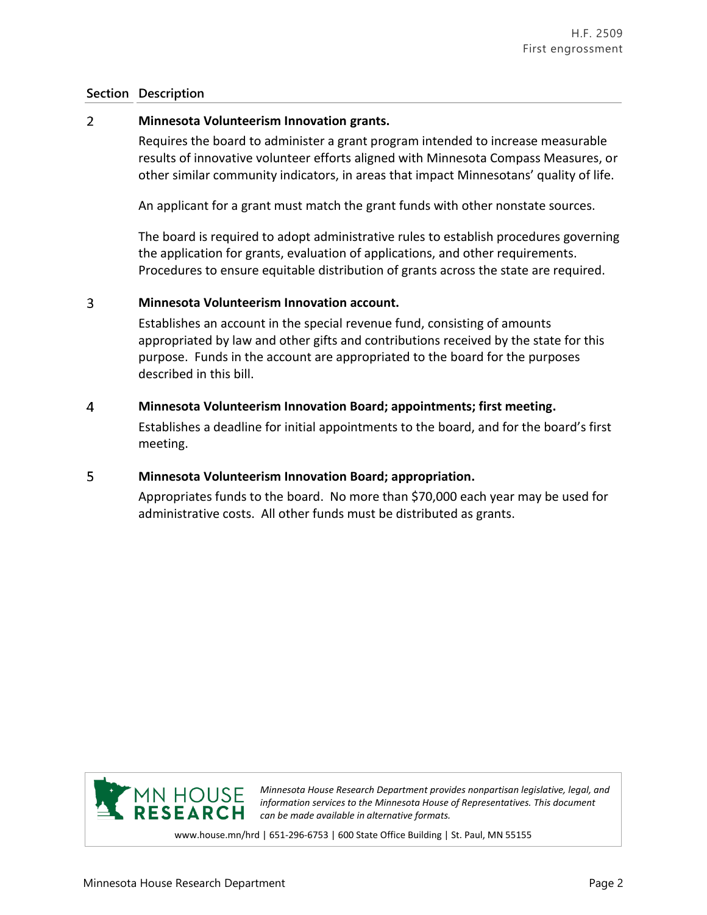| Section | Description |
|---|---|
| 2 | **Minnesota Volunteerism Innovation grants.** Requires the board to administer a grant program intended to increase measurable results of innovative volunteer efforts aligned with Minnesota Compass Measures, or other similar community indicators, in areas that impact Minnesotans' quality of life. An applicant for a grant must match the grant funds with other nonstate sources. The board is required to adopt administrative rules to establish procedures governing the application for grants, evaluation of applications, and other requirements. Procedures to ensure equitable distribution of grants across the state are required. |
| 3 | **Minnesota Volunteerism Innovation account.** Establishes an account in the special revenue fund, consisting of amounts appropriated by law and other gifts and contributions received by the state for this purpose. Funds in the account are appropriated to the board for the purposes described in this bill. |
| 4 | **Minnesota Volunteerism Innovation Board; appointments; first meeting.** Establishes a deadline for initial appointments to the board, and for the board's first meeting. |
| 5 | **Minnesota Volunteerism Innovation Board; appropriation.** Appropriates funds to the board. No more than $70,000 each year may be used for administrative costs. All other funds must be distributed as grants. |

*Minnesota House Research Department provides nonpartisan legislative, legal, and information services to the Minnesota House of Representatives. This document can be made available in alternative formats.*

www.house.mn/hrd | 651-296-6753 | 600 State Office Building | St. Paul, MN 55155